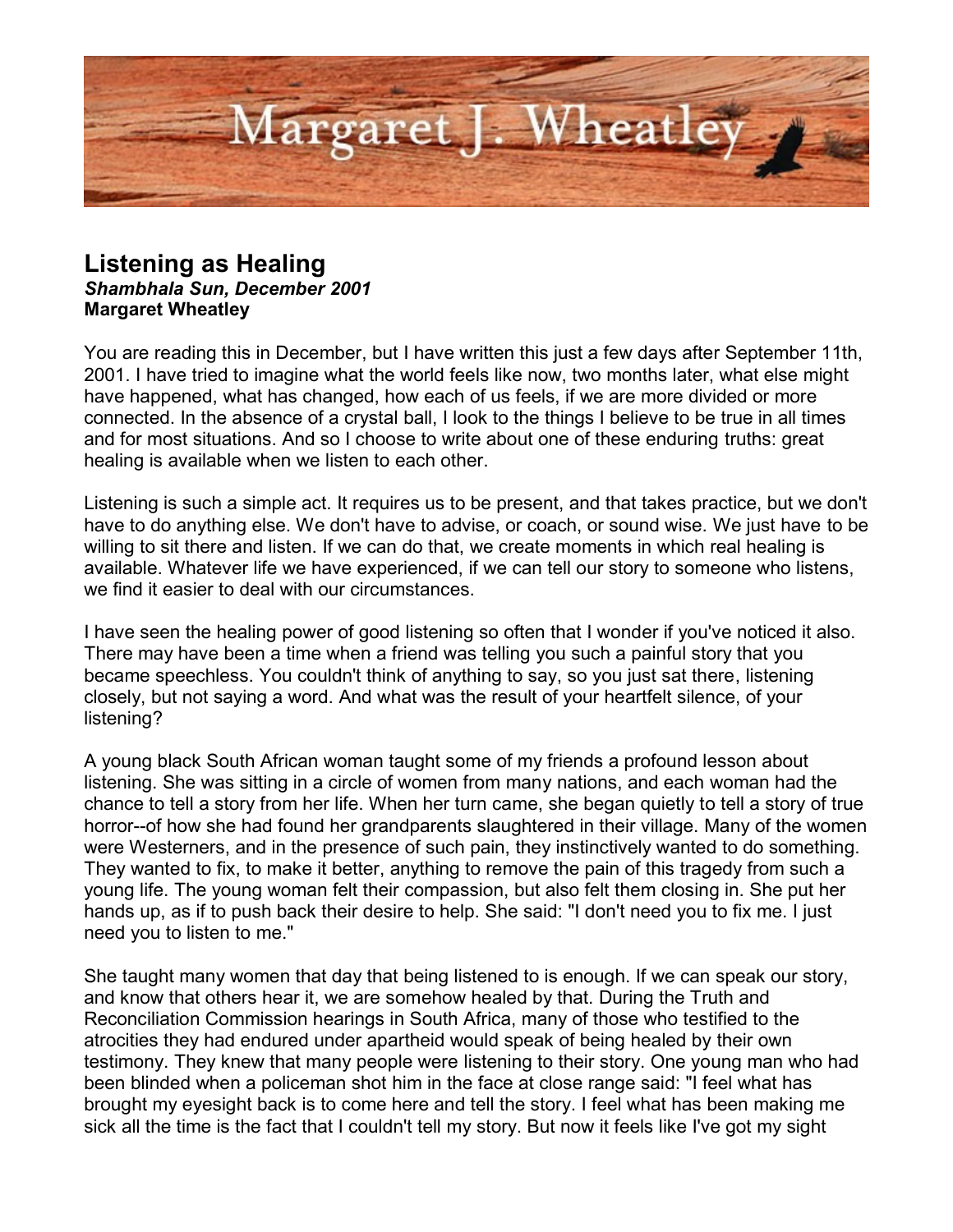# Margaret J. Wheatley

## Listening as Healing

***Shambhala Sun, December 2001***

**Margaret Wheatley**

You are reading this in December, but I have written this just a few days after September 11th, 2001. I have tried to imagine what the world feels like now, two months later, what else might have happened, what has changed, how each of us feels, if we are more divided or more connected. In the absence of a crystal ball, I look to the things I believe to be true in all times and for most situations. And so I choose to write about one of these enduring truths: great healing is available when we listen to each other.

Listening is such a simple act. It requires us to be present, and that takes practice, but we don't have to do anything else. We don't have to advise, or coach, or sound wise. We just have to be willing to sit there and listen. If we can do that, we create moments in which real healing is available. Whatever life we have experienced, if we can tell our story to someone who listens, we find it easier to deal with our circumstances.

I have seen the healing power of good listening so often that I wonder if you've noticed it also. There may have been a time when a friend was telling you such a painful story that you became speechless. You couldn't think of anything to say, so you just sat there, listening closely, but not saying a word. And what was the result of your heartfelt silence, of your listening?

A young black South African woman taught some of my friends a profound lesson about listening. She was sitting in a circle of women from many nations, and each woman had the chance to tell a story from her life. When her turn came, she began quietly to tell a story of true horror--of how she had found her grandparents slaughtered in their village. Many of the women were Westerners, and in the presence of such pain, they instinctively wanted to do something. They wanted to fix, to make it better, anything to remove the pain of this tragedy from such a young life. The young woman felt their compassion, but also felt them closing in. She put her hands up, as if to push back their desire to help. She said: "I don't need you to fix me. I just need you to listen to me."

She taught many women that day that being listened to is enough. If we can speak our story, and know that others hear it, we are somehow healed by that. During the Truth and Reconciliation Commission hearings in South Africa, many of those who testified to the atrocities they had endured under apartheid would speak of being healed by their own testimony. They knew that many people were listening to their story. One young man who had been blinded when a policeman shot him in the face at close range said: "I feel what has brought my eyesight back is to come here and tell the story. I feel what has been making me sick all the time is the fact that I couldn't tell my story. But now it feels like I've got my sight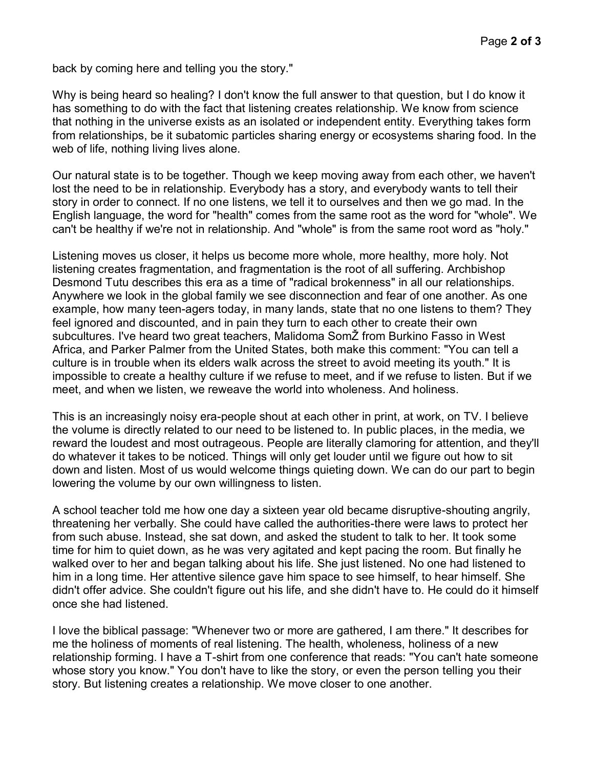back by coming here and telling you the story."

Why is being heard so healing? I don't know the full answer to that question, but I do know it has something to do with the fact that listening creates relationship. We know from science that nothing in the universe exists as an isolated or independent entity. Everything takes form from relationships, be it subatomic particles sharing energy or ecosystems sharing food. In the web of life, nothing living lives alone.

Our natural state is to be together. Though we keep moving away from each other, we haven't lost the need to be in relationship. Everybody has a story, and everybody wants to tell their story in order to connect. If no one listens, we tell it to ourselves and then we go mad. In the English language, the word for "health" comes from the same root as the word for "whole". We can't be healthy if we're not in relationship. And "whole" is from the same root word as "holy."

Listening moves us closer, it helps us become more whole, more healthy, more holy. Not listening creates fragmentation, and fragmentation is the root of all suffering. Archbishop Desmond Tutu describes this era as a time of "radical brokenness" in all our relationships. Anywhere we look in the global family we see disconnection and fear of one another. As one example, how many teen-agers today, in many lands, state that no one listens to them? They feel ignored and discounted, and in pain they turn to each other to create their own subcultures. I've heard two great teachers, Malidoma SomŽ from Burkino Fasso in West Africa, and Parker Palmer from the United States, both make this comment: "You can tell a culture is in trouble when its elders walk across the street to avoid meeting its youth." It is impossible to create a healthy culture if we refuse to meet, and if we refuse to listen. But if we meet, and when we listen, we reweave the world into wholeness. And holiness.

This is an increasingly noisy era-people shout at each other in print, at work, on TV. I believe the volume is directly related to our need to be listened to. In public places, in the media, we reward the loudest and most outrageous. People are literally clamoring for attention, and they'll do whatever it takes to be noticed. Things will only get louder until we figure out how to sit down and listen. Most of us would welcome things quieting down. We can do our part to begin lowering the volume by our own willingness to listen.

A school teacher told me how one day a sixteen year old became disruptive-shouting angrily, threatening her verbally. She could have called the authorities-there were laws to protect her from such abuse. Instead, she sat down, and asked the student to talk to her. It took some time for him to quiet down, as he was very agitated and kept pacing the room. But finally he walked over to her and began talking about his life. She just listened. No one had listened to him in a long time. Her attentive silence gave him space to see himself, to hear himself. She didn't offer advice. She couldn't figure out his life, and she didn't have to. He could do it himself once she had listened.

I love the biblical passage: "Whenever two or more are gathered, I am there." It describes for me the holiness of moments of real listening. The health, wholeness, holiness of a new relationship forming. I have a T-shirt from one conference that reads: "You can't hate someone whose story you know." You don't have to like the story, or even the person telling you their story. But listening creates a relationship. We move closer to one another.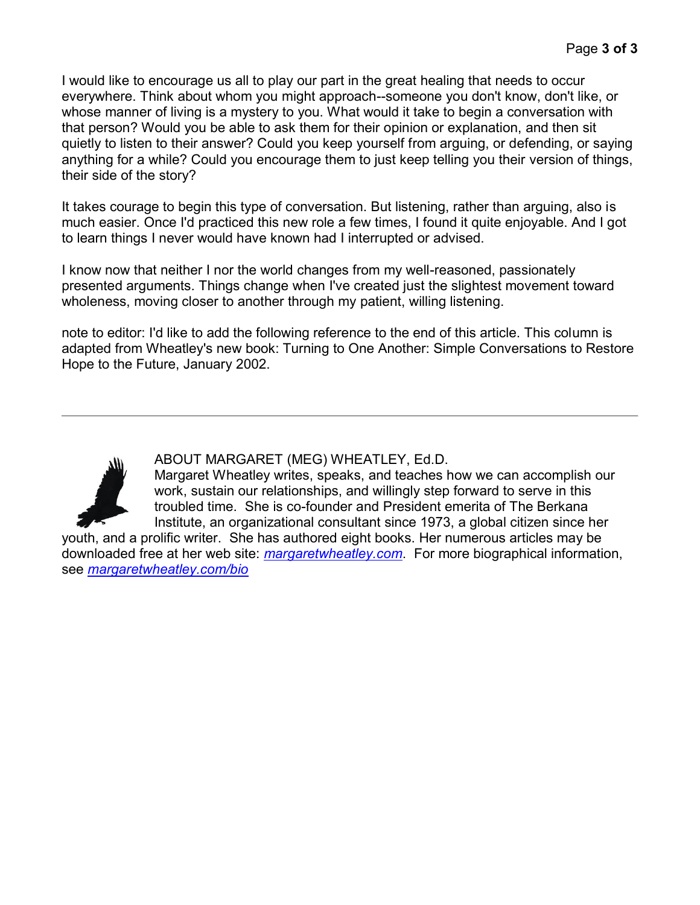I would like to encourage us all to play our part in the great healing that needs to occur everywhere. Think about whom you might approach--someone you don't know, don't like, or whose manner of living is a mystery to you. What would it take to begin a conversation with that person? Would you be able to ask them for their opinion or explanation, and then sit quietly to listen to their answer? Could you keep yourself from arguing, or defending, or saying anything for a while? Could you encourage them to just keep telling you their version of things, their side of the story?

It takes courage to begin this type of conversation. But listening, rather than arguing, also is much easier. Once I'd practiced this new role a few times, I found it quite enjoyable. And I got to learn things I never would have known had I interrupted or advised.

I know now that neither I nor the world changes from my well-reasoned, passionately presented arguments. Things change when I've created just the slightest movement toward wholeness, moving closer to another through my patient, willing listening.

note to editor: I'd like to add the following reference to the end of this article. This column is adapted from Wheatley's new book: Turning to One Another: Simple Conversations to Restore Hope to the Future, January 2002.

---

ABOUT MARGARET (MEG) WHEATLEY, Ed.D.

Margaret Wheatley writes, speaks, and teaches how we can accomplish our work, sustain our relationships, and willingly step forward to serve in this troubled time. She is co-founder and President emerita of The Berkana Institute, an organizational consultant since 1973, a global citizen since her youth, and a prolific writer. She has authored eight books. Her numerous articles may be downloaded free at her web site: *margaretwheatley.com*. For more biographical information, see *margaretwheatley.com/bio*